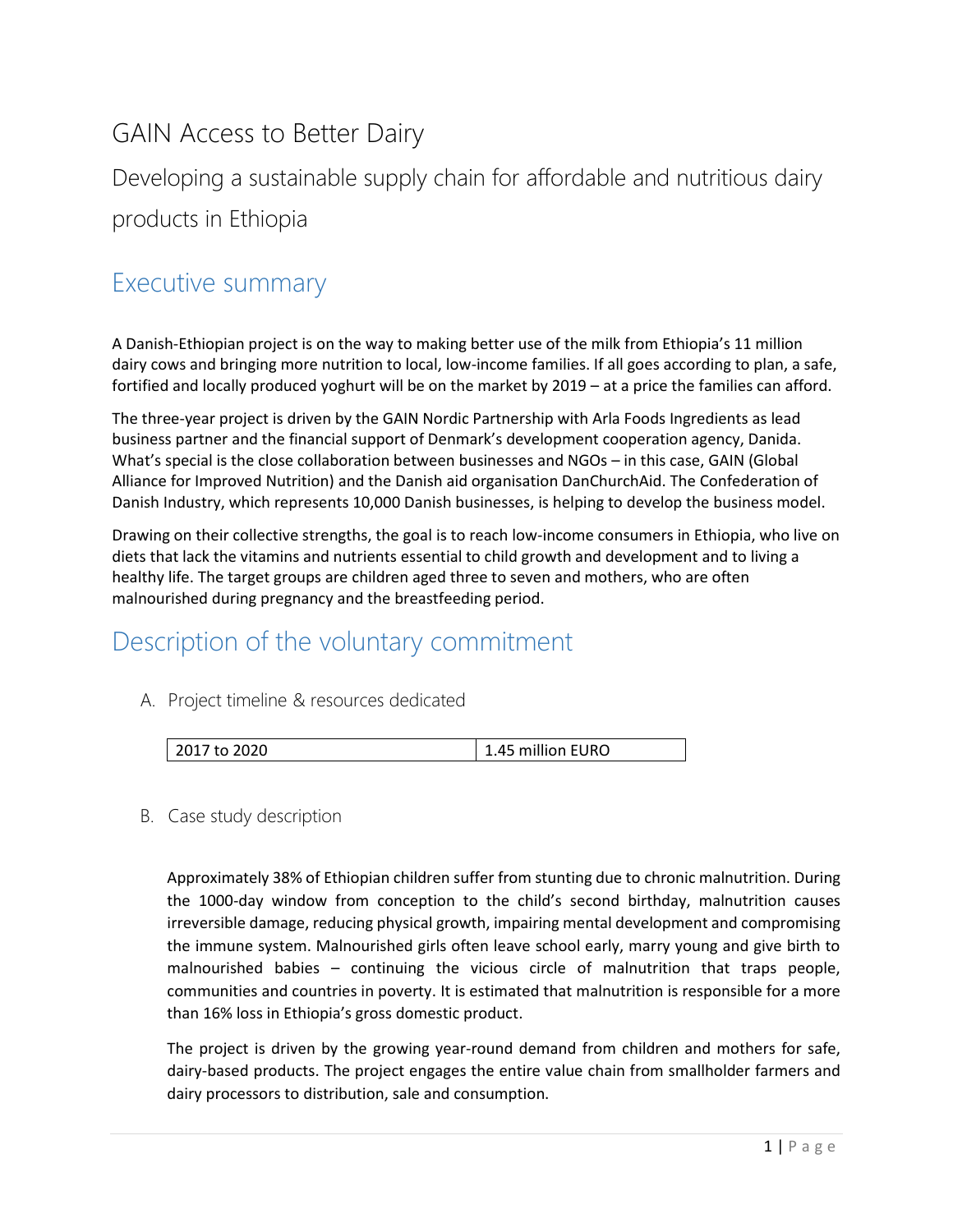# GAIN Access to Better Dairy

Developing a sustainable supply chain for affordable and nutritious dairy products in Ethiopia

## Executive summary

A Danish-Ethiopian project is on the way to making better use of the milk from Ethiopia's 11 million dairy cows and bringing more nutrition to local, low-income families. If all goes according to plan, a safe, fortified and locally produced yoghurt will be on the market by 2019 – at a price the families can afford.

The three-year project is driven by the GAIN Nordic Partnership with Arla Foods Ingredients as lead business partner and the financial support of Denmark's development cooperation agency, Danida. What's special is the close collaboration between businesses and NGOs – in this case, GAIN (Global Alliance for Improved Nutrition) and the Danish aid organisation DanChurchAid. The Confederation of Danish Industry, which represents 10,000 Danish businesses, is helping to develop the business model.

Drawing on their collective strengths, the goal is to reach low-income consumers in Ethiopia, who live on diets that lack the vitamins and nutrients essential to child growth and development and to living a healthy life. The target groups are children aged three to seven and mothers, who are often malnourished during pregnancy and the breastfeeding period.

## Description of the voluntary commitment

### A. Project timeline & resources dedicated

| 2017 to 2020 | 1.45 million EURO |
|---|---|

### B. Case study description

Approximately 38% of Ethiopian children suffer from stunting due to chronic malnutrition. During the 1000-day window from conception to the child's second birthday, malnutrition causes irreversible damage, reducing physical growth, impairing mental development and compromising the immune system. Malnourished girls often leave school early, marry young and give birth to malnourished babies – continuing the vicious circle of malnutrition that traps people, communities and countries in poverty. It is estimated that malnutrition is responsible for a more than 16% loss in Ethiopia's gross domestic product.

The project is driven by the growing year-round demand from children and mothers for safe, dairy-based products. The project engages the entire value chain from smallholder farmers and dairy processors to distribution, sale and consumption.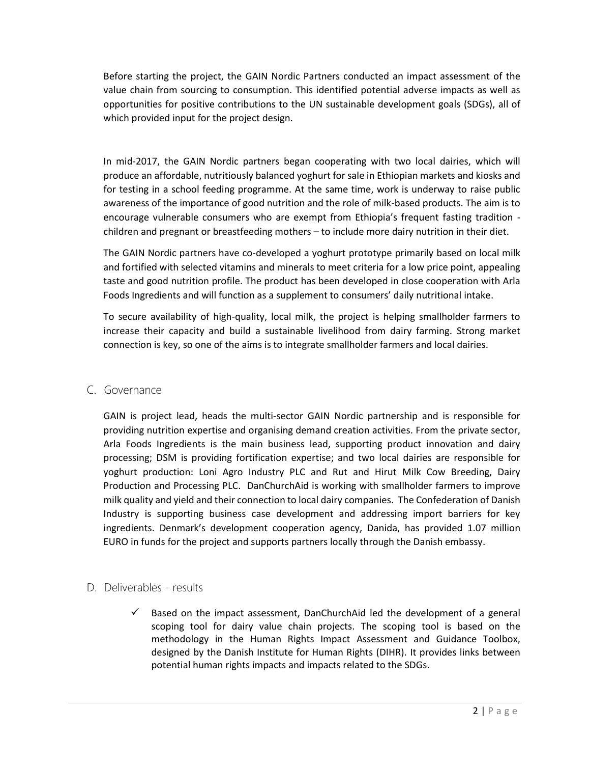Before starting the project, the GAIN Nordic Partners conducted an impact assessment of the value chain from sourcing to consumption. This identified potential adverse impacts as well as opportunities for positive contributions to the UN sustainable development goals (SDGs), all of which provided input for the project design.

In mid-2017, the GAIN Nordic partners began cooperating with two local dairies, which will produce an affordable, nutritiously balanced yoghurt for sale in Ethiopian markets and kiosks and for testing in a school feeding programme. At the same time, work is underway to raise public awareness of the importance of good nutrition and the role of milk-based products. The aim is to encourage vulnerable consumers who are exempt from Ethiopia's frequent fasting tradition - children and pregnant or breastfeeding mothers – to include more dairy nutrition in their diet.

The GAIN Nordic partners have co-developed a yoghurt prototype primarily based on local milk and fortified with selected vitamins and minerals to meet criteria for a low price point, appealing taste and good nutrition profile. The product has been developed in close cooperation with Arla Foods Ingredients and will function as a supplement to consumers' daily nutritional intake.

To secure availability of high-quality, local milk, the project is helping smallholder farmers to increase their capacity and build a sustainable livelihood from dairy farming. Strong market connection is key, so one of the aims is to integrate smallholder farmers and local dairies.

## C. Governance

GAIN is project lead, heads the multi-sector GAIN Nordic partnership and is responsible for providing nutrition expertise and organising demand creation activities. From the private sector, Arla Foods Ingredients is the main business lead, supporting product innovation and dairy processing; DSM is providing fortification expertise; and two local dairies are responsible for yoghurt production: Loni Agro Industry PLC and Rut and Hirut Milk Cow Breeding, Dairy Production and Processing PLC. DanChurchAid is working with smallholder farmers to improve milk quality and yield and their connection to local dairy companies. The Confederation of Danish Industry is supporting business case development and addressing import barriers for key ingredients. Denmark's development cooperation agency, Danida, has provided 1.07 million EURO in funds for the project and supports partners locally through the Danish embassy.

## D. Deliverables - results

- ✓ Based on the impact assessment, DanChurchAid led the development of a general scoping tool for dairy value chain projects. The scoping tool is based on the methodology in the Human Rights Impact Assessment and Guidance Toolbox, designed by the Danish Institute for Human Rights (DIHR). It provides links between potential human rights impacts and impacts related to the SDGs.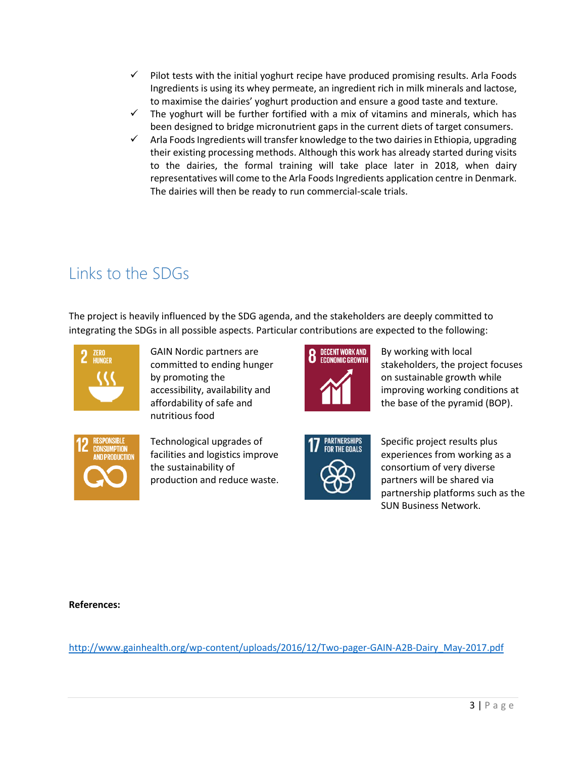- ✓ Pilot tests with the initial yoghurt recipe have produced promising results. Arla Foods Ingredients is using its whey permeate, an ingredient rich in milk minerals and lactose, to maximise the dairies' yoghurt production and ensure a good taste and texture.
- ✓ The yoghurt will be further fortified with a mix of vitamins and minerals, which has been designed to bridge micronutrient gaps in the current diets of target consumers.
- ✓ Arla Foods Ingredients will transfer knowledge to the two dairies in Ethiopia, upgrading their existing processing methods. Although this work has already started during visits to the dairies, the formal training will take place later in 2018, when dairy representatives will come to the Arla Foods Ingredients application centre in Denmark. The dairies will then be ready to run commercial-scale trials.

## Links to the SDGs

The project is heavily influenced by the SDG agenda, and the stakeholders are deeply committed to integrating the SDGs in all possible aspects. Particular contributions are expected to the following:

**2 ZERO HUNGER**

GAIN Nordic partners are committed to ending hunger by promoting the accessibility, availability and affordability of safe and nutritious food

**8 DECENT WORK AND ECONOMIC GROWTH**

By working with local stakeholders, the project focuses on sustainable growth while improving working conditions at the base of the pyramid (BOP).

**12 RESPONSIBLE CONSUMPTION AND PRODUCTION**

Technological upgrades of facilities and logistics improve the sustainability of production and reduce waste.

**17 PARTNERSHIPS FOR THE GOALS**

Specific project results plus experiences from working as a consortium of very diverse partners will be shared via partnership platforms such as the SUN Business Network.

**References:**

http://www.gainhealth.org/wp-content/uploads/2016/12/Two-pager-GAIN-A2B-Dairy_May-2017.pdf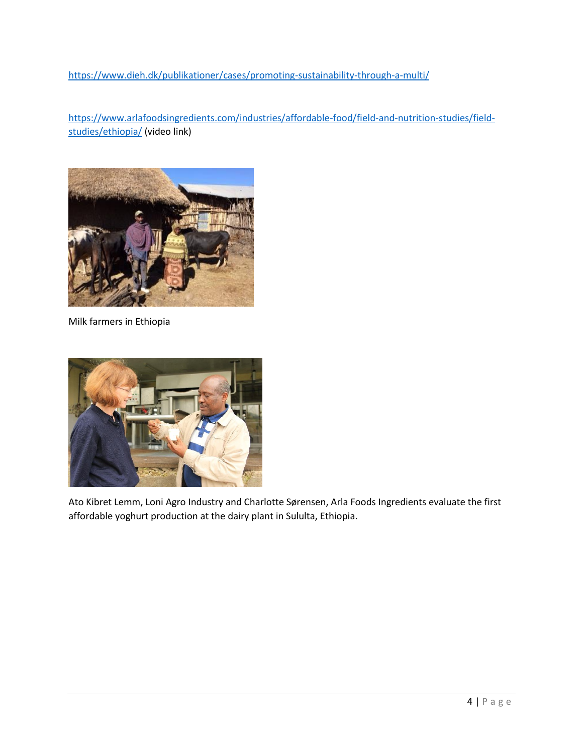https://www.dieh.dk/publikationer/cases/promoting-sustainability-through-a-multi/

https://www.arlafoodsingredients.com/industries/affordable-food/field-and-nutrition-studies/field-studies/ethiopia/ (video link)

Milk farmers in Ethiopia

Ato Kibret Lemm, Loni Agro Industry and Charlotte Sørensen, Arla Foods Ingredients evaluate the first affordable yoghurt production at the dairy plant in Sululta, Ethiopia.